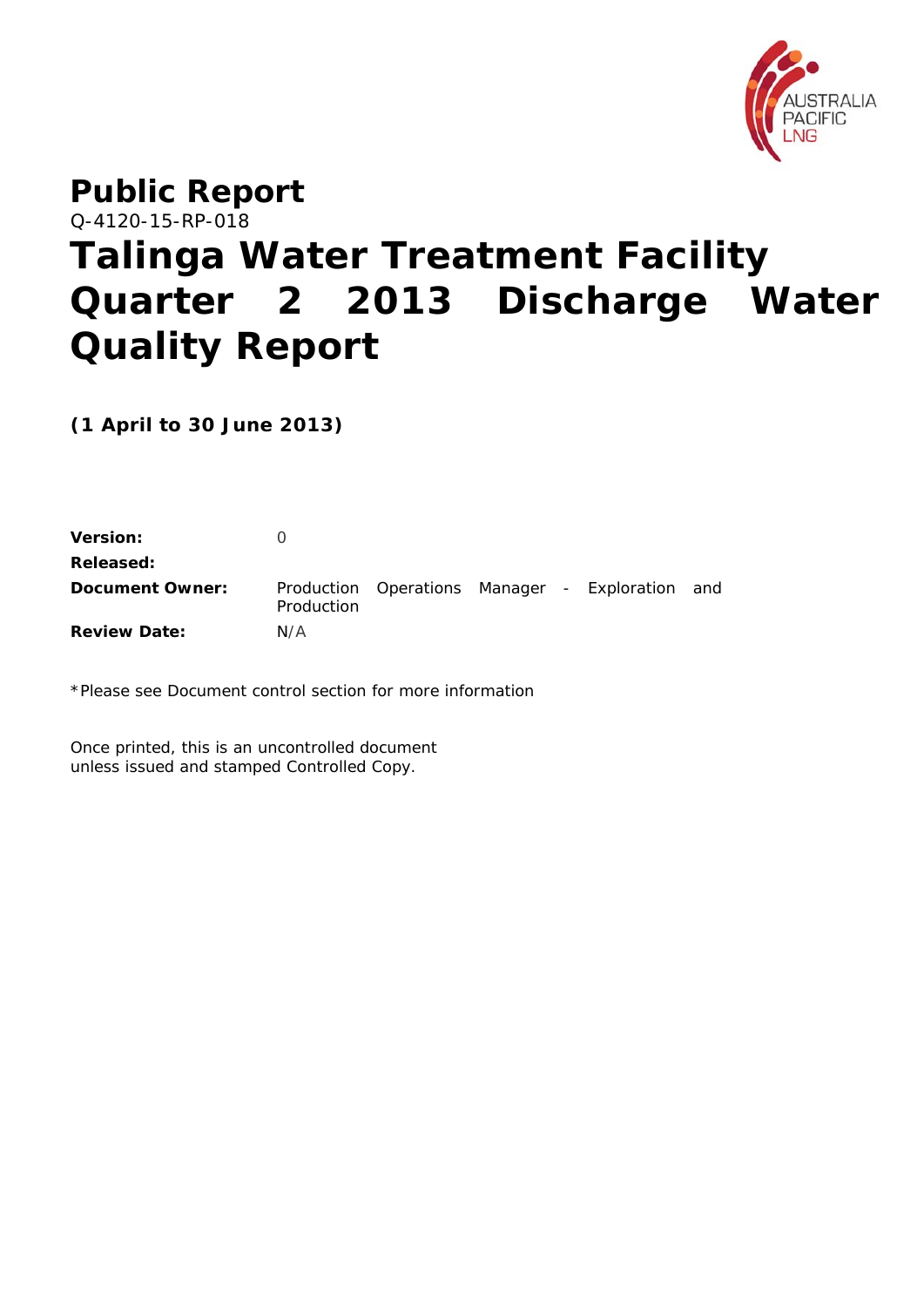# Public Report

Q-4120-15-RP-018

# Talinga Water Treatment Facility Quarter 2 2013 Discharge Water Quality Report

**(1 April to 30 June 2013)**

| | |
|---|---|
| **Version:** | 0 |
| **Released:** | |
| **Document Owner:** | Production Operations Manager - Exploration and Production |
| **Review Date:** | N/A |

*Please see Document control section for more information

Once printed, this is an uncontrolled document unless issued and stamped Controlled Copy.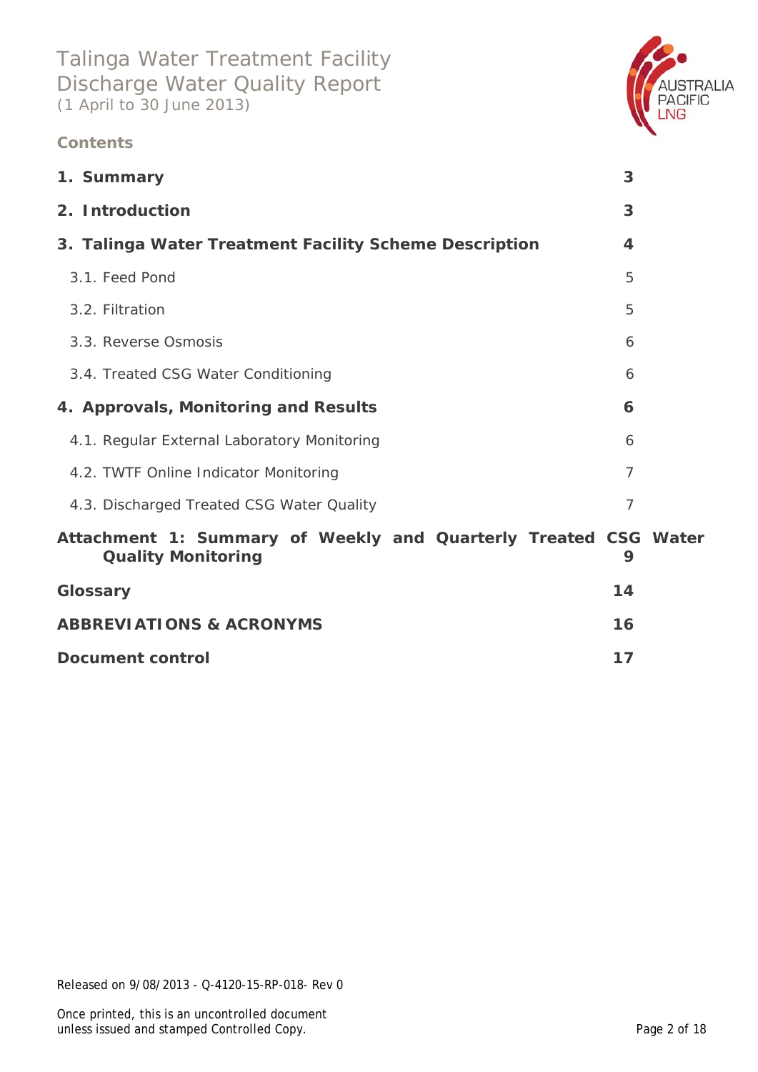# Talinga Water Treatment Facility Discharge Water Quality Report
(1 April to 30 June 2013)

## Contents

| | |
|---|---|
| **1. Summary** | **3** |
| **2. Introduction** | **3** |
| **3. Talinga Water Treatment Facility Scheme Description** | **4** |
| 3.1. Feed Pond | 5 |
| 3.2. Filtration | 5 |
| 3.3. Reverse Osmosis | 6 |
| 3.4. Treated CSG Water Conditioning | 6 |
| **4. Approvals, Monitoring and Results** | **6** |
| 4.1. Regular External Laboratory Monitoring | 6 |
| 4.2. TWTF Online Indicator Monitoring | 7 |
| 4.3. Discharged Treated CSG Water Quality | 7 |
| **Attachment 1: Summary of Weekly and Quarterly Treated CSG Water Quality Monitoring** | **9** |
| **Glossary** | **14** |
| **ABBREVIATIONS & ACRONYMS** | **16** |
| **Document control** | **17** |

Released on 9/08/2013 - Q-4120-15-RP-018- Rev 0

Once printed, this is an uncontrolled document unless issued and stamped Controlled Copy.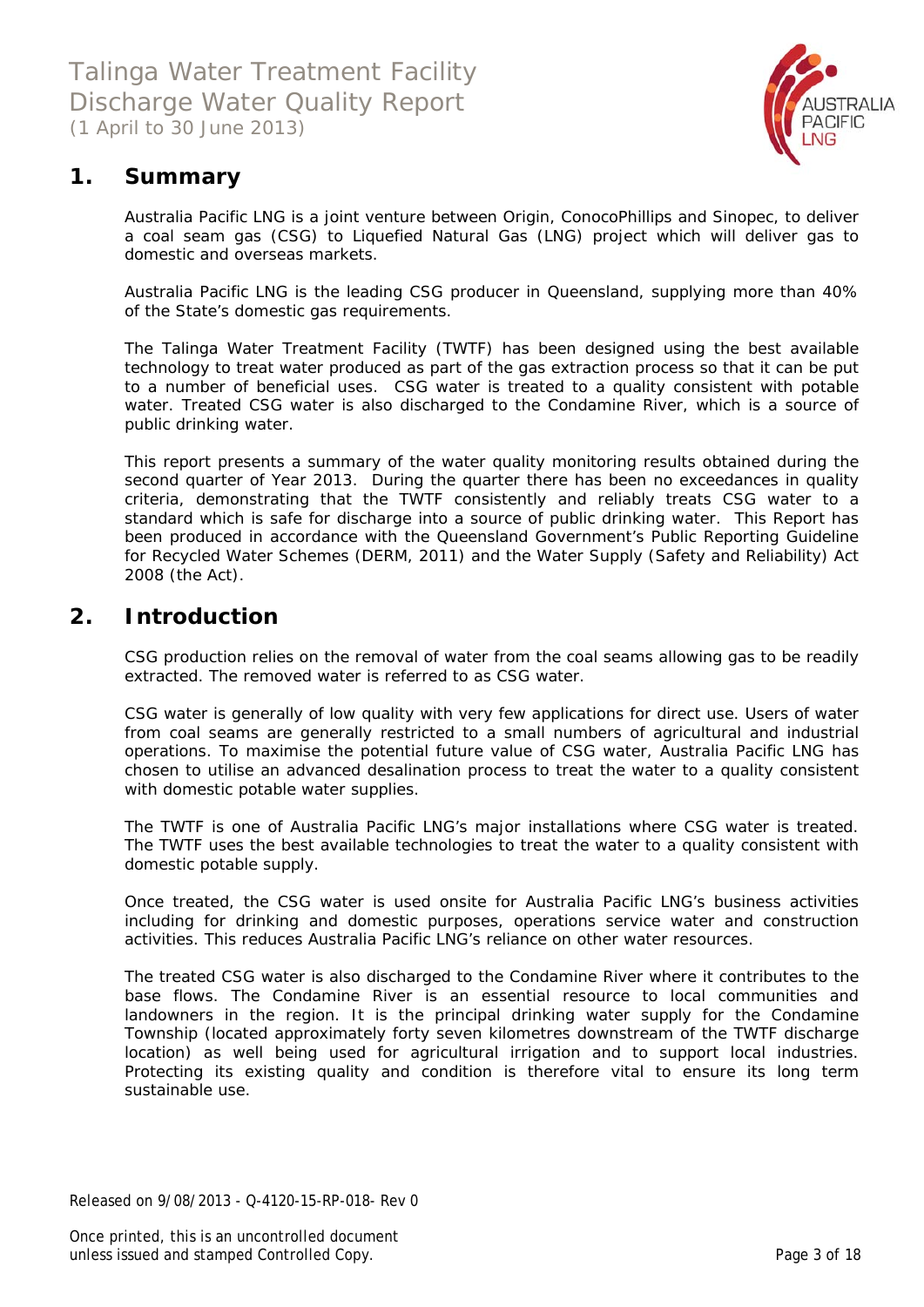## 1. Summary

Australia Pacific LNG is a joint venture between Origin, ConocoPhillips and Sinopec, to deliver a coal seam gas (CSG) to Liquefied Natural Gas (LNG) project which will deliver gas to domestic and overseas markets.

Australia Pacific LNG is the leading CSG producer in Queensland, supplying more than 40% of the State's domestic gas requirements.

The Talinga Water Treatment Facility (TWTF) has been designed using the best available technology to treat water produced as part of the gas extraction process so that it can be put to a number of beneficial uses. CSG water is treated to a quality consistent with potable water. Treated CSG water is also discharged to the Condamine River, which is a source of public drinking water.

This report presents a summary of the water quality monitoring results obtained during the second quarter of Year 2013. During the quarter there has been no exceedances in quality criteria, demonstrating that the TWTF consistently and reliably treats CSG water to a standard which is safe for discharge into a source of public drinking water. This Report has been produced in accordance with the Queensland Government's Public Reporting Guideline for Recycled Water Schemes (DERM, 2011) and the Water Supply (Safety and Reliability) Act 2008 (the Act).

## 2. Introduction

CSG production relies on the removal of water from the coal seams allowing gas to be readily extracted. The removed water is referred to as CSG water.

CSG water is generally of low quality with very few applications for direct use. Users of water from coal seams are generally restricted to a small numbers of agricultural and industrial operations. To maximise the potential future value of CSG water, Australia Pacific LNG has chosen to utilise an advanced desalination process to treat the water to a quality consistent with domestic potable water supplies.

The TWTF is one of Australia Pacific LNG's major installations where CSG water is treated. The TWTF uses the best available technologies to treat the water to a quality consistent with domestic potable supply.

Once treated, the CSG water is used onsite for Australia Pacific LNG's business activities including for drinking and domestic purposes, operations service water and construction activities. This reduces Australia Pacific LNG's reliance on other water resources.

The treated CSG water is also discharged to the Condamine River where it contributes to the base flows. The Condamine River is an essential resource to local communities and landowners in the region. It is the principal drinking water supply for the Condamine Township (located approximately forty seven kilometres downstream of the TWTF discharge location) as well being used for agricultural irrigation and to support local industries. Protecting its existing quality and condition is therefore vital to ensure its long term sustainable use.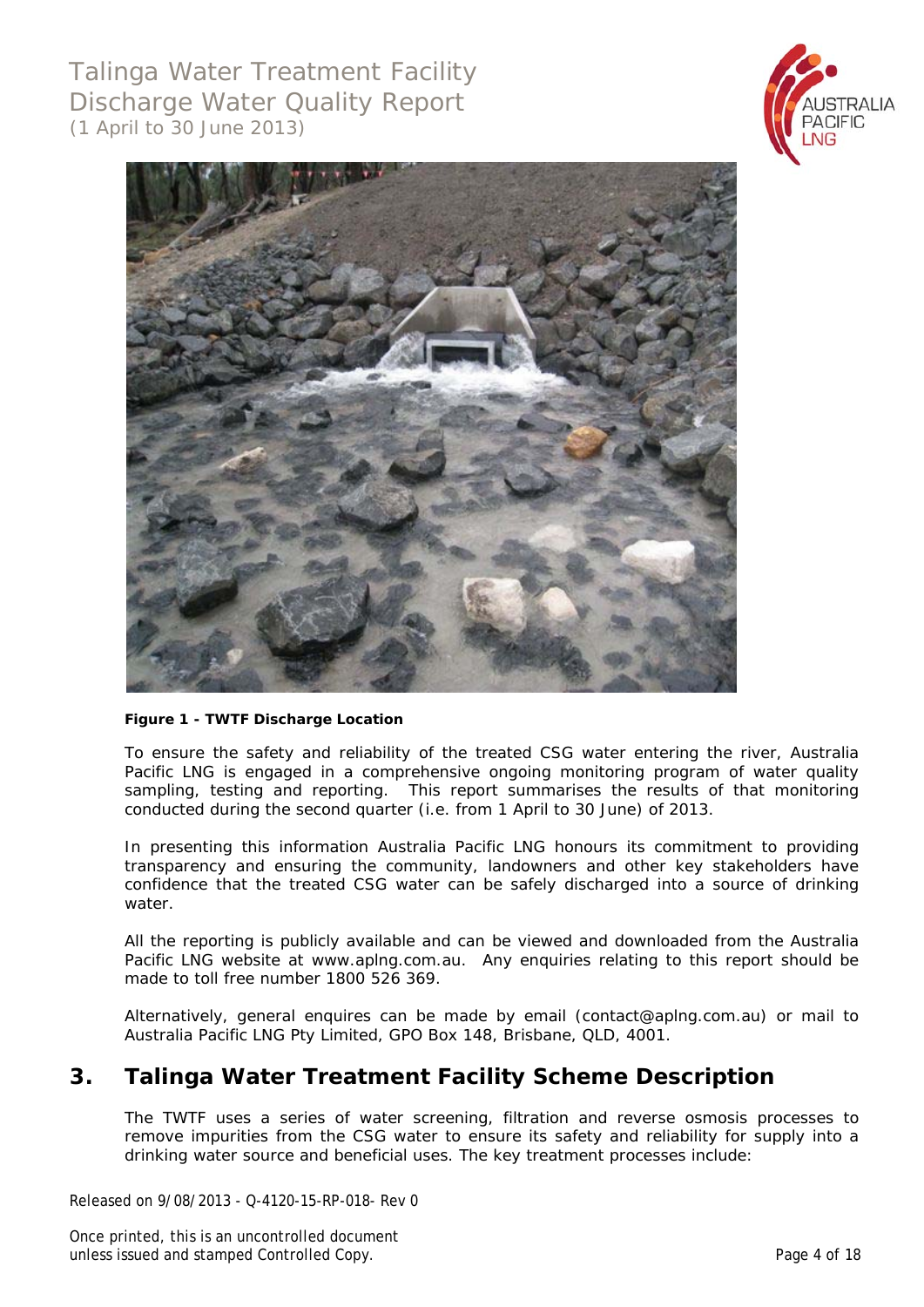**Figure 1 - TWTF Discharge Location**

To ensure the safety and reliability of the treated CSG water entering the river, Australia Pacific LNG is engaged in a comprehensive ongoing monitoring program of water quality sampling, testing and reporting. This report summarises the results of that monitoring conducted during the second quarter (i.e. from 1 April to 30 June) of 2013.

In presenting this information Australia Pacific LNG honours its commitment to providing transparency and ensuring the community, landowners and other key stakeholders have confidence that the treated CSG water can be safely discharged into a source of drinking water.

All the reporting is publicly available and can be viewed and downloaded from the Australia Pacific LNG website at www.aplng.com.au. Any enquiries relating to this report should be made to toll free number 1800 526 369.

Alternatively, general enquires can be made by email (contact@aplng.com.au) or mail to Australia Pacific LNG Pty Limited, GPO Box 148, Brisbane, QLD, 4001.

## 3. Talinga Water Treatment Facility Scheme Description

The TWTF uses a series of water screening, filtration and reverse osmosis processes to remove impurities from the CSG water to ensure its safety and reliability for supply into a drinking water source and beneficial uses. The key treatment processes include: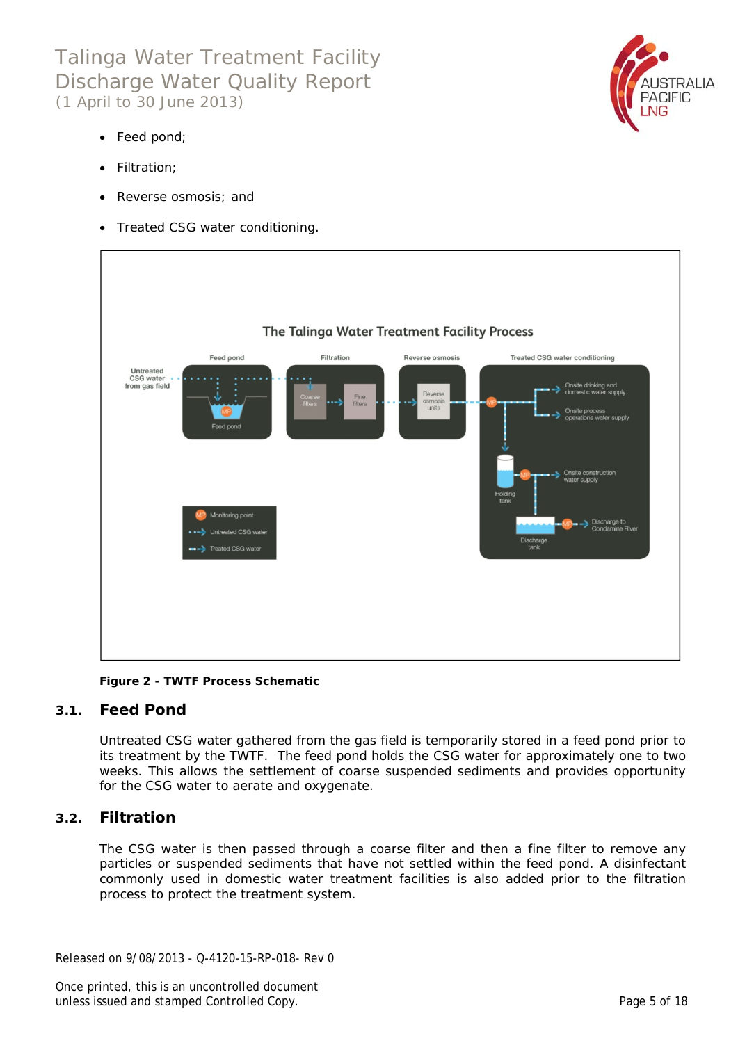- Feed pond;
- Filtration;
- Reverse osmosis; and
- Treated CSG water conditioning.

**Figure 2 - TWTF Process Schematic**

## 3.1. Feed Pond

Untreated CSG water gathered from the gas field is temporarily stored in a feed pond prior to its treatment by the TWTF. The feed pond holds the CSG water for approximately one to two weeks. This allows the settlement of coarse suspended sediments and provides opportunity for the CSG water to aerate and oxygenate.

## 3.2. Filtration

The CSG water is then passed through a coarse filter and then a fine filter to remove any particles or suspended sediments that have not settled within the feed pond. A disinfectant commonly used in domestic water treatment facilities is also added prior to the filtration process to protect the treatment system.

Released on 9/08/2013 - Q-4120-15-RP-018- Rev 0

Once printed, this is an uncontrolled document unless issued and stamped Controlled Copy.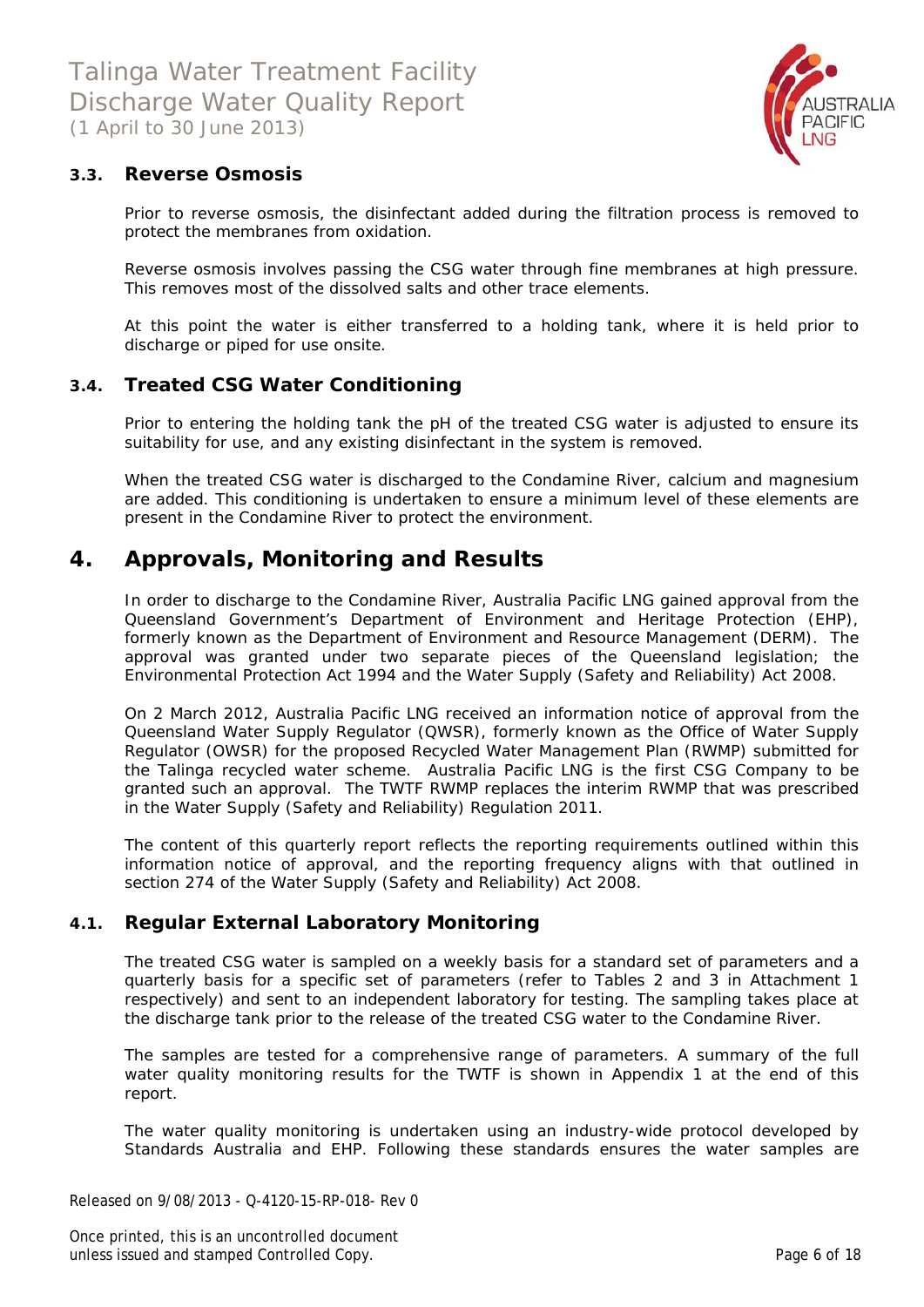### 3.3. Reverse Osmosis

Prior to reverse osmosis, the disinfectant added during the filtration process is removed to protect the membranes from oxidation.

Reverse osmosis involves passing the CSG water through fine membranes at high pressure. This removes most of the dissolved salts and other trace elements.

At this point the water is either transferred to a holding tank, where it is held prior to discharge or piped for use onsite.

### 3.4. Treated CSG Water Conditioning

Prior to entering the holding tank the pH of the treated CSG water is adjusted to ensure its suitability for use, and any existing disinfectant in the system is removed.

When the treated CSG water is discharged to the Condamine River, calcium and magnesium are added. This conditioning is undertaken to ensure a minimum level of these elements are present in the Condamine River to protect the environment.

## 4. Approvals, Monitoring and Results

In order to discharge to the Condamine River, Australia Pacific LNG gained approval from the Queensland Government's Department of Environment and Heritage Protection (EHP), formerly known as the Department of Environment and Resource Management (DERM). The approval was granted under two separate pieces of the Queensland legislation; the Environmental Protection Act 1994 and the Water Supply (Safety and Reliability) Act 2008.

On 2 March 2012, Australia Pacific LNG received an information notice of approval from the Queensland Water Supply Regulator (QWSR), formerly known as the Office of Water Supply Regulator (OWSR) for the proposed Recycled Water Management Plan (RWMP) submitted for the Talinga recycled water scheme. Australia Pacific LNG is the first CSG Company to be granted such an approval. The TWTF RWMP replaces the interim RWMP that was prescribed in the Water Supply (Safety and Reliability) Regulation 2011.

The content of this quarterly report reflects the reporting requirements outlined within this information notice of approval, and the reporting frequency aligns with that outlined in section 274 of the Water Supply (Safety and Reliability) Act 2008.

### 4.1. Regular External Laboratory Monitoring

The treated CSG water is sampled on a weekly basis for a standard set of parameters and a quarterly basis for a specific set of parameters (refer to Tables 2 and 3 in Attachment 1 respectively) and sent to an independent laboratory for testing. The sampling takes place at the discharge tank prior to the release of the treated CSG water to the Condamine River.

The samples are tested for a comprehensive range of parameters. A summary of the full water quality monitoring results for the TWTF is shown in Appendix 1 at the end of this report.

The water quality monitoring is undertaken using an industry-wide protocol developed by Standards Australia and EHP. Following these standards ensures the water samples are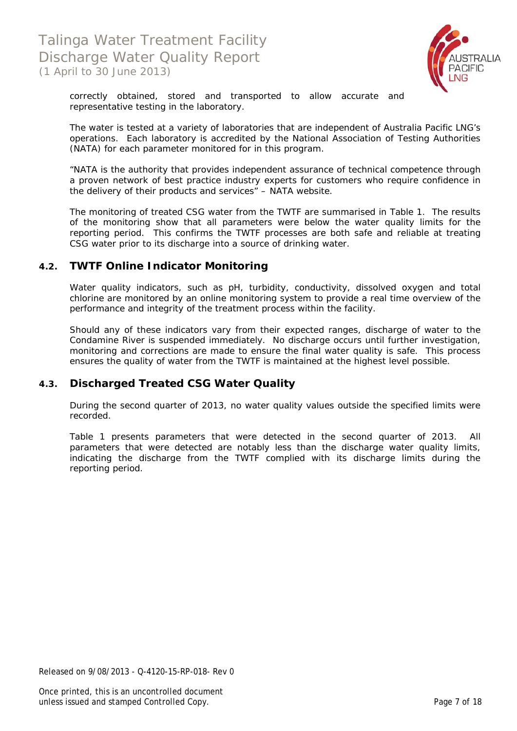correctly obtained, stored and transported to allow accurate and representative testing in the laboratory.

The water is tested at a variety of laboratories that are independent of Australia Pacific LNG's operations. Each laboratory is accredited by the National Association of Testing Authorities (NATA) for each parameter monitored for in this program.

"NATA is the authority that provides independent assurance of technical competence through a proven network of best practice industry experts for customers who require confidence in the delivery of their products and services" – NATA website.

The monitoring of treated CSG water from the TWTF are summarised in Table 1. The results of the monitoring show that all parameters were below the water quality limits for the reporting period. This confirms the TWTF processes are both safe and reliable at treating CSG water prior to its discharge into a source of drinking water.

## 4.2. TWTF Online Indicator Monitoring

Water quality indicators, such as pH, turbidity, conductivity, dissolved oxygen and total chlorine are monitored by an online monitoring system to provide a real time overview of the performance and integrity of the treatment process within the facility.

Should any of these indicators vary from their expected ranges, discharge of water to the Condamine River is suspended immediately. No discharge occurs until further investigation, monitoring and corrections are made to ensure the final water quality is safe. This process ensures the quality of water from the TWTF is maintained at the highest level possible.

## 4.3. Discharged Treated CSG Water Quality

During the second quarter of 2013, no water quality values outside the specified limits were recorded.

Table 1 presents parameters that were detected in the second quarter of 2013. All parameters that were detected are notably less than the discharge water quality limits, indicating the discharge from the TWTF complied with its discharge limits during the reporting period.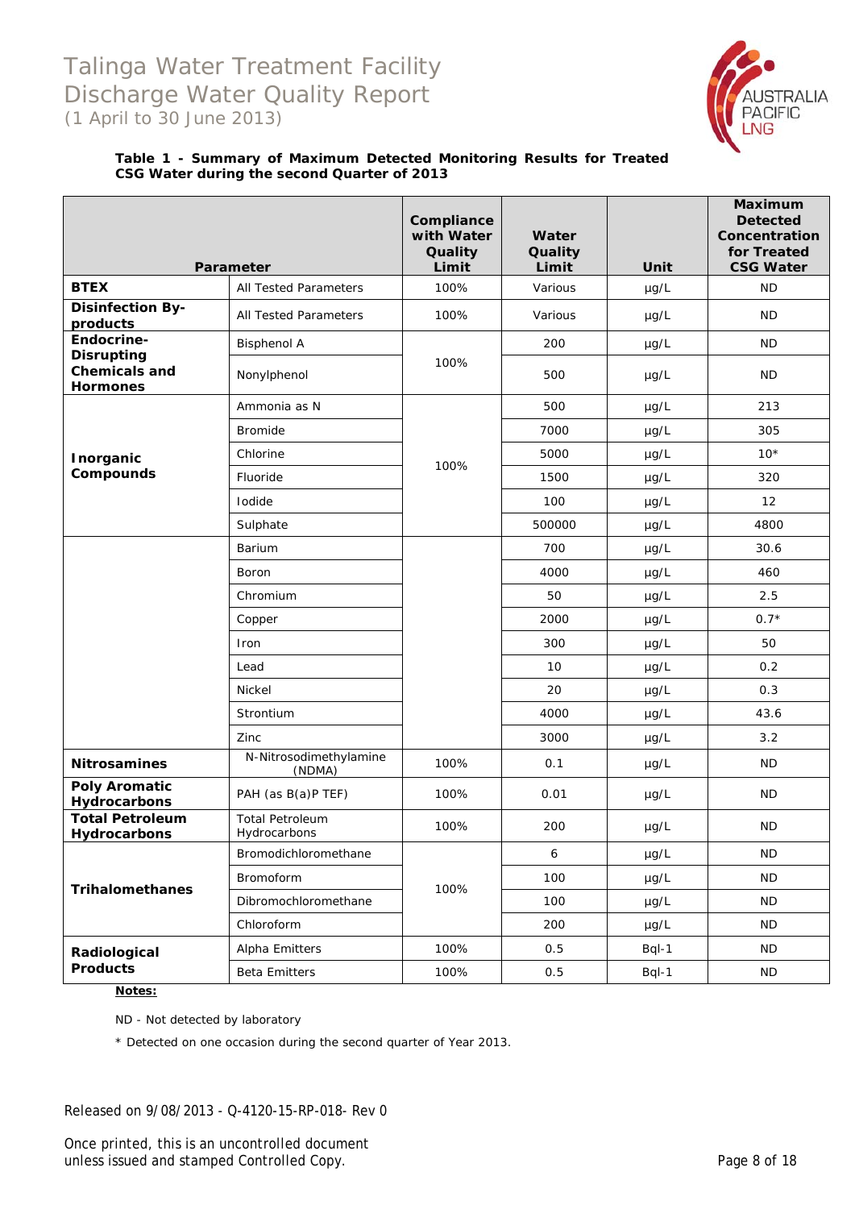**Table 1 - Summary of Maximum Detected Monitoring Results for Treated CSG Water during the second Quarter of 2013**

| Parameter | | Compliance with Water Quality Limit | Water Quality Limit | Unit | Maximum Detected Concentration for Treated CSG Water |
|---|---|---|---|---|---|
| **BTEX** | All Tested Parameters | 100% | Various | μg/L | ND |
| **Disinfection By-products** | All Tested Parameters | 100% | Various | μg/L | ND |
| **Endocrine-Disrupting Chemicals and Hormones** | Bisphenol A | 100% | 200 | μg/L | ND |
| | Nonylphenol | | 500 | μg/L | ND |
| **Inorganic Compounds** | Ammonia as N | 100% | 500 | μg/L | 213 |
| | Bromide | | 7000 | μg/L | 305 |
| | Chlorine | | 5000 | μg/L | 10* |
| | Fluoride | | 1500 | μg/L | 320 |
| | Iodide | | 100 | μg/L | 12 |
| | Sulphate | | 500000 | μg/L | 4800 |
| | Barium | | 700 | μg/L | 30.6 |
| | Boron | | 4000 | μg/L | 460 |
| | Chromium | | 50 | μg/L | 2.5 |
| | Copper | | 2000 | μg/L | 0.7* |
| | Iron | | 300 | μg/L | 50 |
| | Lead | | 10 | μg/L | 0.2 |
| | Nickel | | 20 | μg/L | 0.3 |
| | Strontium | | 4000 | μg/L | 43.6 |
| | Zinc | | 3000 | μg/L | 3.2 |
| **Nitrosamines** | N-Nitrosodimethylamine (NDMA) | 100% | 0.1 | μg/L | ND |
| **Poly Aromatic Hydrocarbons** | PAH (as B(a)P TEF) | 100% | 0.01 | μg/L | ND |
| **Total Petroleum Hydrocarbons** | Total Petroleum Hydrocarbons | 100% | 200 | μg/L | ND |
| **Trihalomethanes** | Bromodichloromethane | 100% | 6 | μg/L | ND |
| | Bromoform | | 100 | μg/L | ND |
| | Dibromochloromethane | | 100 | μg/L | ND |
| | Chloroform | | 200 | μg/L | ND |
| **Radiological Products** | Alpha Emitters | 100% | 0.5 | Bql-1 | ND |
| | Beta Emitters | 100% | 0.5 | Bql-1 | ND |

**Notes:**

ND - Not detected by laboratory

* Detected on one occasion during the second quarter of Year 2013.

Released on 9/08/2013 - Q-4120-15-RP-018- Rev 0

Once printed, this is an uncontrolled document unless issued and stamped Controlled Copy.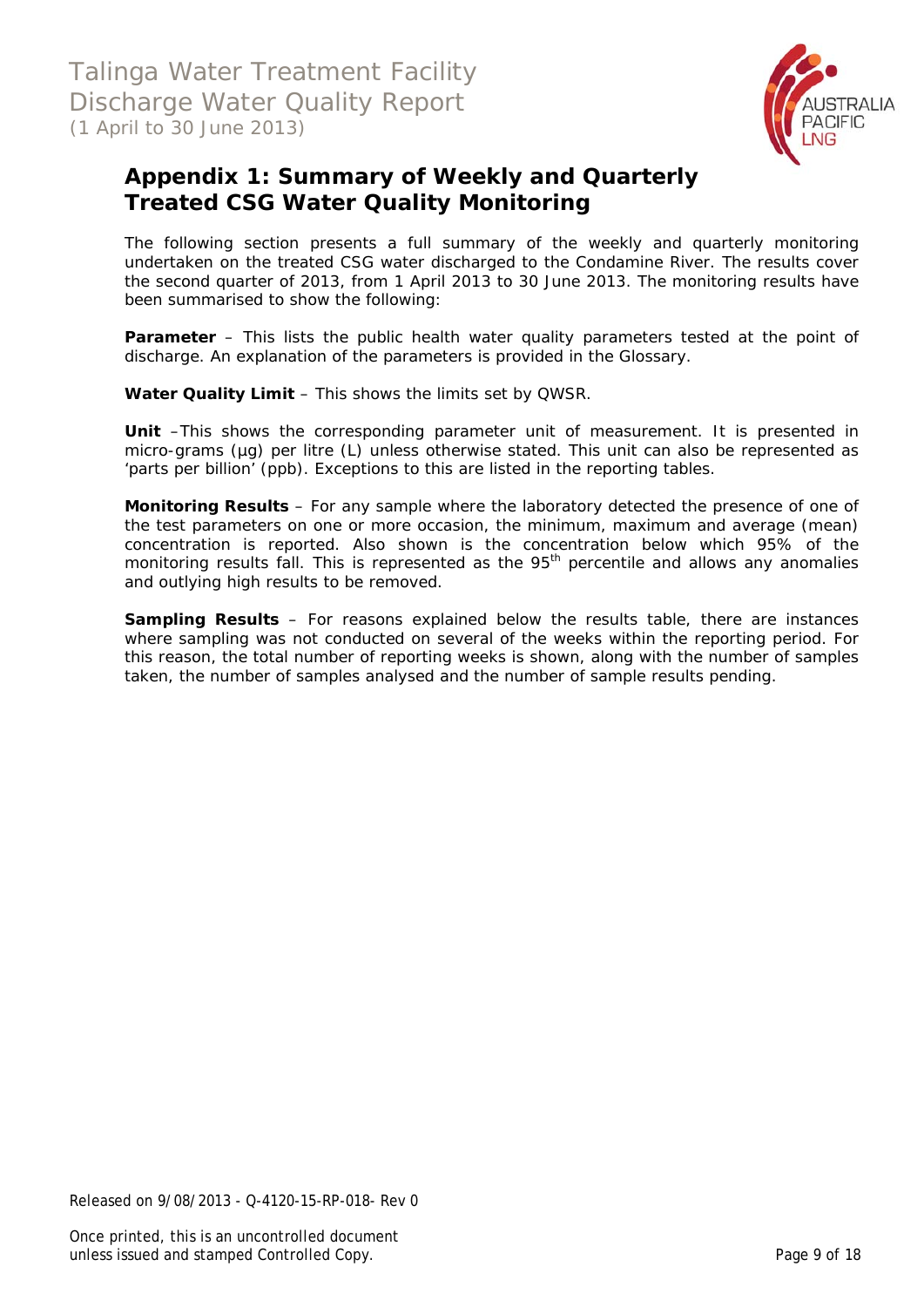## Appendix 1: Summary of Weekly and Quarterly Treated CSG Water Quality Monitoring

The following section presents a full summary of the weekly and quarterly monitoring undertaken on the treated CSG water discharged to the Condamine River. The results cover the second quarter of 2013, from 1 April 2013 to 30 June 2013. The monitoring results have been summarised to show the following:

**Parameter** – This lists the public health water quality parameters tested at the point of discharge. An explanation of the parameters is provided in the Glossary.

**Water Quality Limit** – This shows the limits set by QWSR.

**Unit** –This shows the corresponding parameter unit of measurement. It is presented in micro-grams (µg) per litre (L) unless otherwise stated. This unit can also be represented as 'parts per billion' (ppb). Exceptions to this are listed in the reporting tables.

**Monitoring Results** – For any sample where the laboratory detected the presence of one of the test parameters on one or more occasion, the minimum, maximum and average (mean) concentration is reported. Also shown is the concentration below which 95% of the monitoring results fall. This is represented as the 95th percentile and allows any anomalies and outlying high results to be removed.

**Sampling Results** – For reasons explained below the results table, there are instances where sampling was not conducted on several of the weeks within the reporting period. For this reason, the total number of reporting weeks is shown, along with the number of samples taken, the number of samples analysed and the number of sample results pending.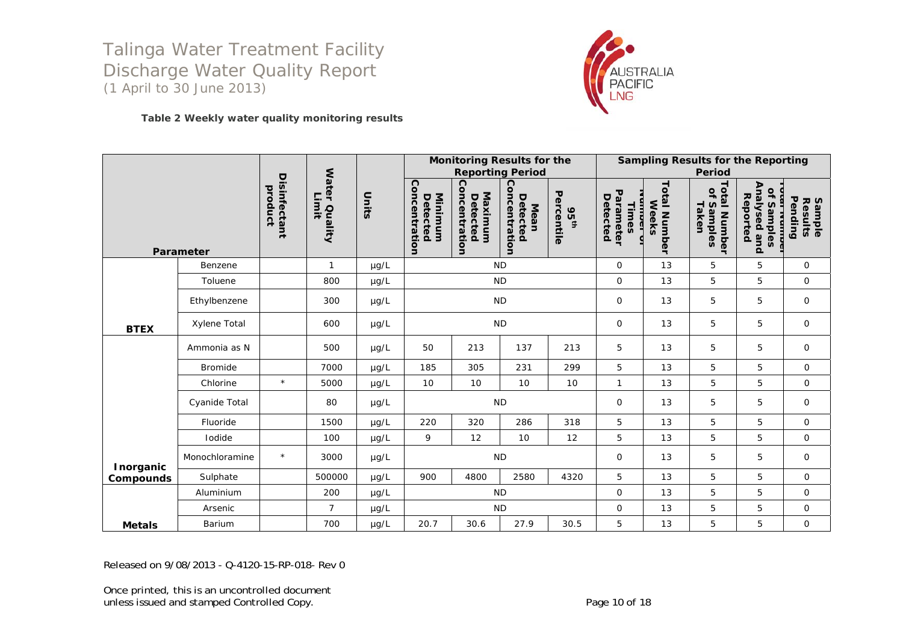# Talinga Water Treatment Facility Discharge Water Quality Report
(1 April to 30 June 2013)

**Table 2 Weekly water quality monitoring results**

| Parameter | | Disinfectant product | Water Quality Limit | Units | Monitoring Results for the Reporting Period | | | | Sampling Results for the Reporting Period | | | | |
|---|---|---|---|---|---|---|---|---|---|---|---|---|---|
| | | | | | Minimum Detected Concentration | Maximum Detected Concentration | Mean Detected Concentration | 95th Percentile | Number of Times Parameter Detected | Total Number Weeks | Total Number of Samples Taken | Total Number of Samples Analysed and Reported | Sample Results Pending |
| BTEX | Benzene | | 1 | µg/L | ND | | | | 0 | 13 | 5 | 5 | 0 |
| | Toluene | | 800 | µg/L | ND | | | | 0 | 13 | 5 | 5 | 0 |
| | Ethylbenzene | | 300 | µg/L | ND | | | | 0 | 13 | 5 | 5 | 0 |
| | Xylene Total | | 600 | µg/L | ND | | | | 0 | 13 | 5 | 5 | 0 |
| Inorganic Compounds | Ammonia as N | | 500 | µg/L | 50 | 213 | 137 | 213 | 5 | 13 | 5 | 5 | 0 |
| | Bromide | | 7000 | µg/L | 185 | 305 | 231 | 299 | 5 | 13 | 5 | 5 | 0 |
| | Chlorine | * | 5000 | µg/L | 10 | 10 | 10 | 10 | 1 | 13 | 5 | 5 | 0 |
| | Cyanide Total | | 80 | µg/L | ND | | | | 0 | 13 | 5 | 5 | 0 |
| | Fluoride | | 1500 | µg/L | 220 | 320 | 286 | 318 | 5 | 13 | 5 | 5 | 0 |
| | Iodide | | 100 | µg/L | 9 | 12 | 10 | 12 | 5 | 13 | 5 | 5 | 0 |
| | Monochloramine | * | 3000 | µg/L | ND | | | | 0 | 13 | 5 | 5 | 0 |
| | Sulphate | | 500000 | µg/L | 900 | 4800 | 2580 | 4320 | 5 | 13 | 5 | 5 | 0 |
| Metals | Aluminium | | 200 | µg/L | ND | | | | 0 | 13 | 5 | 5 | 0 |
| | Arsenic | | 7 | µg/L | ND | | | | 0 | 13 | 5 | 5 | 0 |
| | Barium | | 700 | µg/L | 20.7 | 30.6 | 27.9 | 30.5 | 5 | 13 | 5 | 5 | 0 |

Released on 9/08/2013 - Q-4120-15-RP-018- Rev 0

Once printed, this is an uncontrolled document unless issued and stamped Controlled Copy.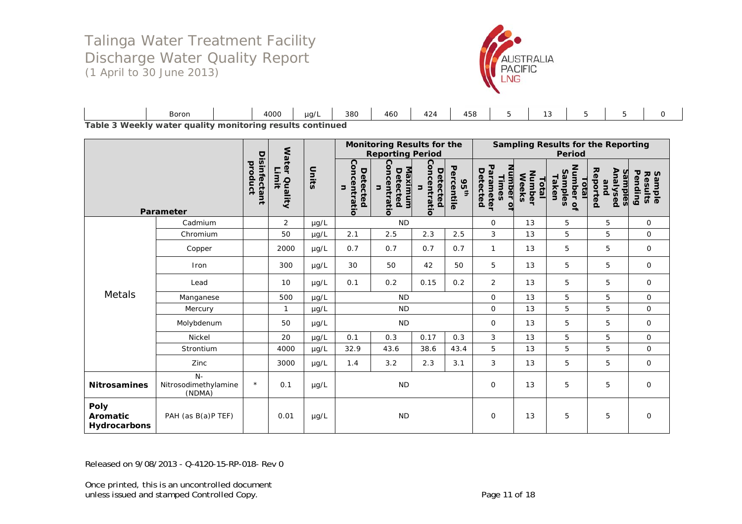| | Boron | | 4000 | µg/L | 380 | 460 | 424 | 458 | 5 | 13 | 5 | 5 | 0 |
|---|---|---|---|---|---|---|---|---|---|---|---|---|---|

**Table 3 Weekly water quality monitoring results continued**

| Parameter | | Disinfectant product | Water Quality Limit | Units | Monitoring Results for the Reporting Period | | | | Sampling Results for the Reporting Period | | | | |
|---|---|---|---|---|---|---|---|---|---|---|---|---|---|
| | | | | | Detected Concentration | Maximum Detected Concentration | Detected Concentration | 95th Percentile | Number of Times Parameter Detected | Total Number Weeks | Total Number of Samples Taken | Samples Analysed and Reported | Sample Results Pending |
| Metals | Cadmium | | 2 | µg/L | ND | | | | 0 | 13 | 5 | 5 | 0 |
| | Chromium | | 50 | µg/L | 2.1 | 2.5 | 2.3 | 2.5 | 3 | 13 | 5 | 5 | 0 |
| | Copper | | 2000 | µg/L | 0.7 | 0.7 | 0.7 | 0.7 | 1 | 13 | 5 | 5 | 0 |
| | Iron | | 300 | µg/L | 30 | 50 | 42 | 50 | 5 | 13 | 5 | 5 | 0 |
| | Lead | | 10 | µg/L | 0.1 | 0.2 | 0.15 | 0.2 | 2 | 13 | 5 | 5 | 0 |
| | Manganese | | 500 | µg/L | ND | | | | 0 | 13 | 5 | 5 | 0 |
| | Mercury | | 1 | µg/L | ND | | | | 0 | 13 | 5 | 5 | 0 |
| | Molybdenum | | 50 | µg/L | ND | | | | 0 | 13 | 5 | 5 | 0 |
| | Nickel | | 20 | µg/L | 0.1 | 0.3 | 0.17 | 0.3 | 3 | 13 | 5 | 5 | 0 |
| | Strontium | | 4000 | µg/L | 32.9 | 43.6 | 38.6 | 43.4 | 5 | 13 | 5 | 5 | 0 |
| | Zinc | | 3000 | µg/L | 1.4 | 3.2 | 2.3 | 3.1 | 3 | 13 | 5 | 5 | 0 |
| **Nitrosamines** | N-Nitrosodimethylamine (NDMA) | * | 0.1 | µg/L | ND | | | | 0 | 13 | 5 | 5 | 0 |
| **Poly Aromatic Hydrocarbons** | PAH (as B(a)P TEF) | | 0.01 | µg/L | ND | | | | 0 | 13 | 5 | 5 | 0 |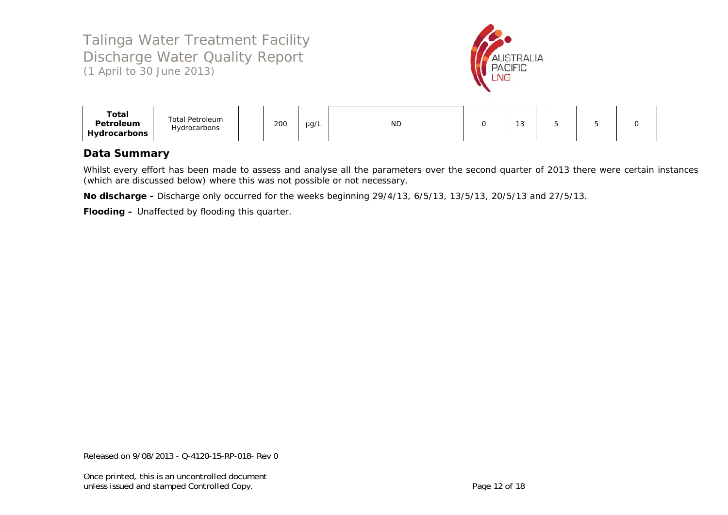| Total Petroleum Hydrocarbons | Total Petroleum Hydrocarbons | | 200 | µg/L | ND | 0 | 13 | 5 | 5 | 0 |
|---|---|---|---|---|---|---|---|---|---|---|

## Data Summary

Whilst every effort has been made to assess and analyse all the parameters over the second quarter of 2013 there were certain instances (which are discussed below) where this was not possible or not necessary.

**No discharge -** Discharge only occurred for the weeks beginning 29/4/13, 6/5/13, 13/5/13, 20/5/13 and 27/5/13.

**Flooding –** Unaffected by flooding this quarter.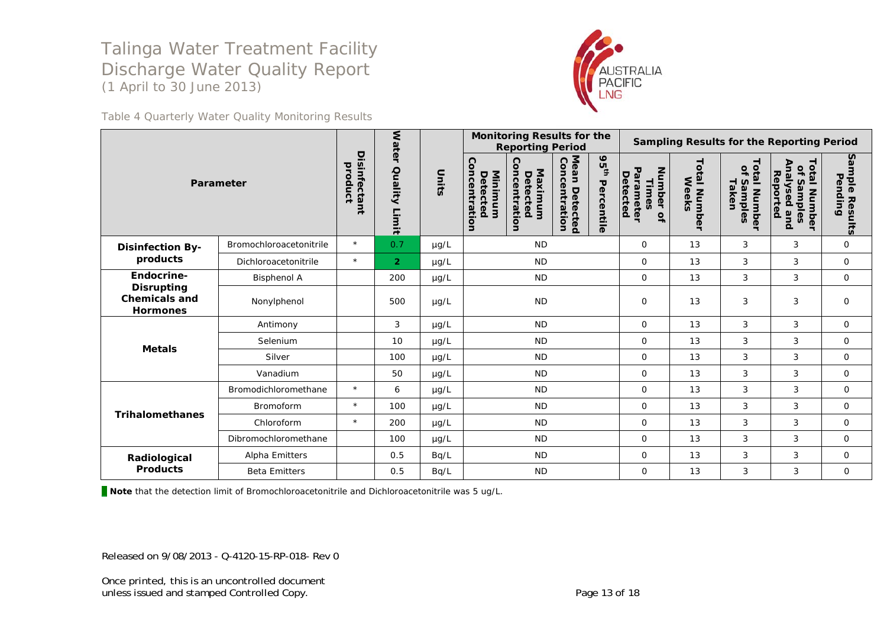# Talinga Water Treatment Facility Discharge Water Quality Report
(1 April to 30 June 2013)

Table 4 Quarterly Water Quality Monitoring Results

| Parameter | | Disinfectant product | Water Quality Limit | Units | Monitoring Results for the Reporting Period | | | | Sampling Results for the Reporting Period | | | | |
|---|---|---|---|---|---|---|---|---|---|---|---|---|---|
| | | | | | Minimum Detected Concentration | Maximum Detected Concentration | Mean Detected Concentration | 95th Percentile | Number of Times Parameter Detected | Total Number Weeks | Total Number of Samples Taken | Total Number of Samples Analysed and Reported | Sample Results Pending |
| Disinfection By-products | Bromochloroacetonitrile | * | 0.7 | µg/L | ND | | | | 0 | 13 | 3 | 3 | 0 |
| | Dichloroacetonitrile | * | 2 | µg/L | ND | | | | 0 | 13 | 3 | 3 | 0 |
| Endocrine-Disrupting Chemicals and Hormones | Bisphenol A | | 200 | µg/L | ND | | | | 0 | 13 | 3 | 3 | 0 |
| | Nonylphenol | | 500 | µg/L | ND | | | | 0 | 13 | 3 | 3 | 0 |
| Metals | Antimony | | 3 | µg/L | ND | | | | 0 | 13 | 3 | 3 | 0 |
| | Selenium | | 10 | µg/L | ND | | | | 0 | 13 | 3 | 3 | 0 |
| | Silver | | 100 | µg/L | ND | | | | 0 | 13 | 3 | 3 | 0 |
| | Vanadium | | 50 | µg/L | ND | | | | 0 | 13 | 3 | 3 | 0 |
| Trihalomethanes | Bromodichloromethane | * | 6 | µg/L | ND | | | | 0 | 13 | 3 | 3 | 0 |
| | Bromoform | * | 100 | µg/L | ND | | | | 0 | 13 | 3 | 3 | 0 |
| | Chloroform | * | 200 | µg/L | ND | | | | 0 | 13 | 3 | 3 | 0 |
| | Dibromochloromethane | | 100 | µg/L | ND | | | | 0 | 13 | 3 | 3 | 0 |
| Radiological Products | Alpha Emitters | | 0.5 | Bq/L | ND | | | | 0 | 13 | 3 | 3 | 0 |
| | Beta Emitters | | 0.5 | Bq/L | ND | | | | 0 | 13 | 3 | 3 | 0 |

**Note** that the detection limit of Bromochloroacetonitrile and Dichloroacetonitrile was 5 ug/L.

Released on 9/08/2013 - Q-4120-15-RP-018- Rev 0

Once printed, this is an uncontrolled document unless issued and stamped Controlled Copy.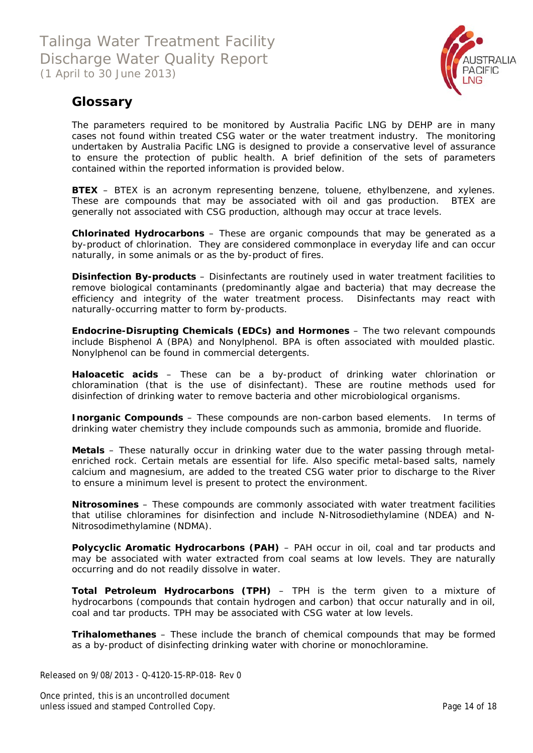## Glossary

The parameters required to be monitored by Australia Pacific LNG by DEHP are in many cases not found within treated CSG water or the water treatment industry. The monitoring undertaken by Australia Pacific LNG is designed to provide a conservative level of assurance to ensure the protection of public health. A brief definition of the sets of parameters contained within the reported information is provided below.

**BTEX** – BTEX is an acronym representing benzene, toluene, ethylbenzene, and xylenes. These are compounds that may be associated with oil and gas production. BTEX are generally not associated with CSG production, although may occur at trace levels.

**Chlorinated Hydrocarbons** – These are organic compounds that may be generated as a by-product of chlorination. They are considered commonplace in everyday life and can occur naturally, in some animals or as the by-product of fires.

**Disinfection By-products** – Disinfectants are routinely used in water treatment facilities to remove biological contaminants (predominantly algae and bacteria) that may decrease the efficiency and integrity of the water treatment process. Disinfectants may react with naturally-occurring matter to form by-products.

**Endocrine-Disrupting Chemicals (EDCs) and Hormones** – The two relevant compounds include Bisphenol A (BPA) and Nonylphenol. BPA is often associated with moulded plastic. Nonylphenol can be found in commercial detergents.

**Haloacetic acids** – These can be a by-product of drinking water chlorination or chloramination (that is the use of disinfectant). These are routine methods used for disinfection of drinking water to remove bacteria and other microbiological organisms.

**Inorganic Compounds** – These compounds are non-carbon based elements. In terms of drinking water chemistry they include compounds such as ammonia, bromide and fluoride.

**Metals** – These naturally occur in drinking water due to the water passing through metal-enriched rock. Certain metals are essential for life. Also specific metal-based salts, namely calcium and magnesium, are added to the treated CSG water prior to discharge to the River to ensure a minimum level is present to protect the environment.

**Nitrosomines** – These compounds are commonly associated with water treatment facilities that utilise chloramines for disinfection and include N-Nitrosodiethylamine (NDEA) and N-Nitrosodimethylamine (NDMA).

**Polycyclic Aromatic Hydrocarbons (PAH)** – PAH occur in oil, coal and tar products and may be associated with water extracted from coal seams at low levels. They are naturally occurring and do not readily dissolve in water.

**Total Petroleum Hydrocarbons (TPH)** – TPH is the term given to a mixture of hydrocarbons (compounds that contain hydrogen and carbon) that occur naturally and in oil, coal and tar products. TPH may be associated with CSG water at low levels.

**Trihalomethanes** – These include the branch of chemical compounds that may be formed as a by-product of disinfecting drinking water with chorine or monochloramine.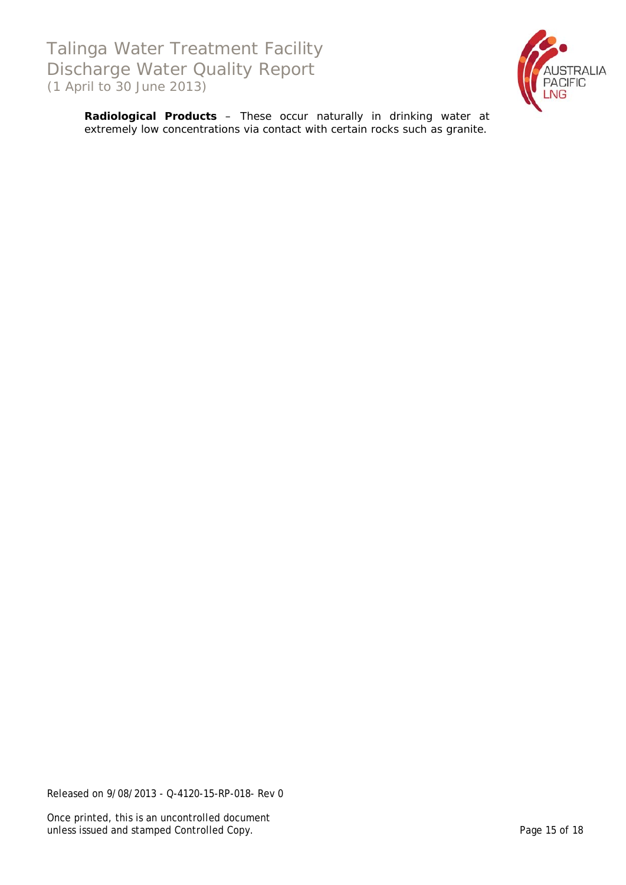**Radiological Products** – These occur naturally in drinking water at extremely low concentrations via contact with certain rocks such as granite.

Released on 9/08/2013 - Q-4120-15-RP-018- Rev 0

Once printed, this is an uncontrolled document unless issued and stamped Controlled Copy.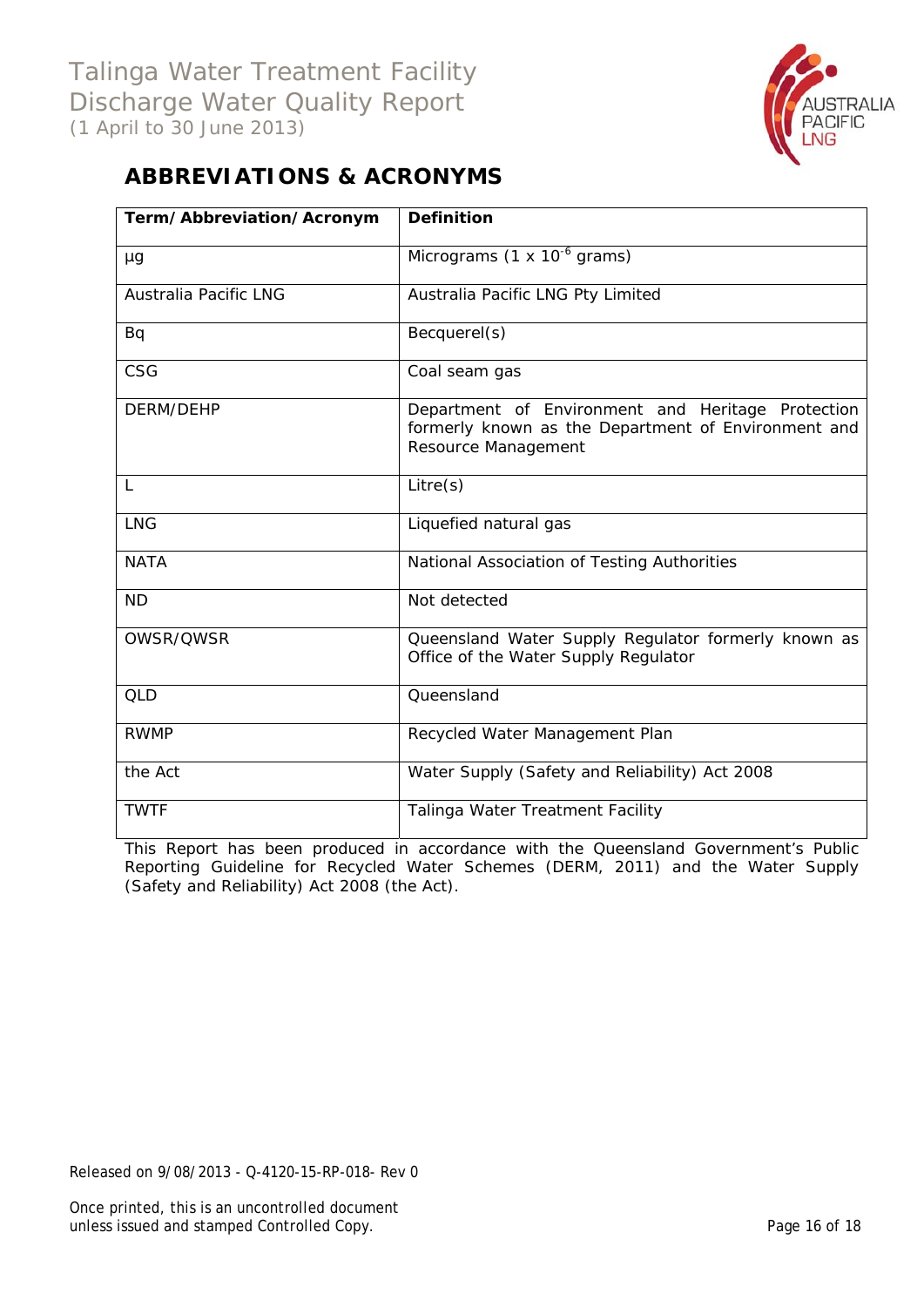## ABBREVIATIONS & ACRONYMS

| Term/Abbreviation/Acronym | Definition |
|---|---|
| µg | Micrograms (1 x $10^{-6}$ grams) |
| Australia Pacific LNG | Australia Pacific LNG Pty Limited |
| Bq | Becquerel(s) |
| CSG | Coal seam gas |
| DERM/DEHP | Department of Environment and Heritage Protection formerly known as the Department of Environment and Resource Management |
| L | Litre(s) |
| LNG | Liquefied natural gas |
| NATA | National Association of Testing Authorities |
| ND | Not detected |
| OWSR/QWSR | Queensland Water Supply Regulator formerly known as Office of the Water Supply Regulator |
| QLD | Queensland |
| RWMP | Recycled Water Management Plan |
| the Act | Water Supply (Safety and Reliability) Act 2008 |
| TWTF | Talinga Water Treatment Facility |

This Report has been produced in accordance with the Queensland Government's Public Reporting Guideline for Recycled Water Schemes (DERM, 2011) and the Water Supply (Safety and Reliability) Act 2008 (the Act).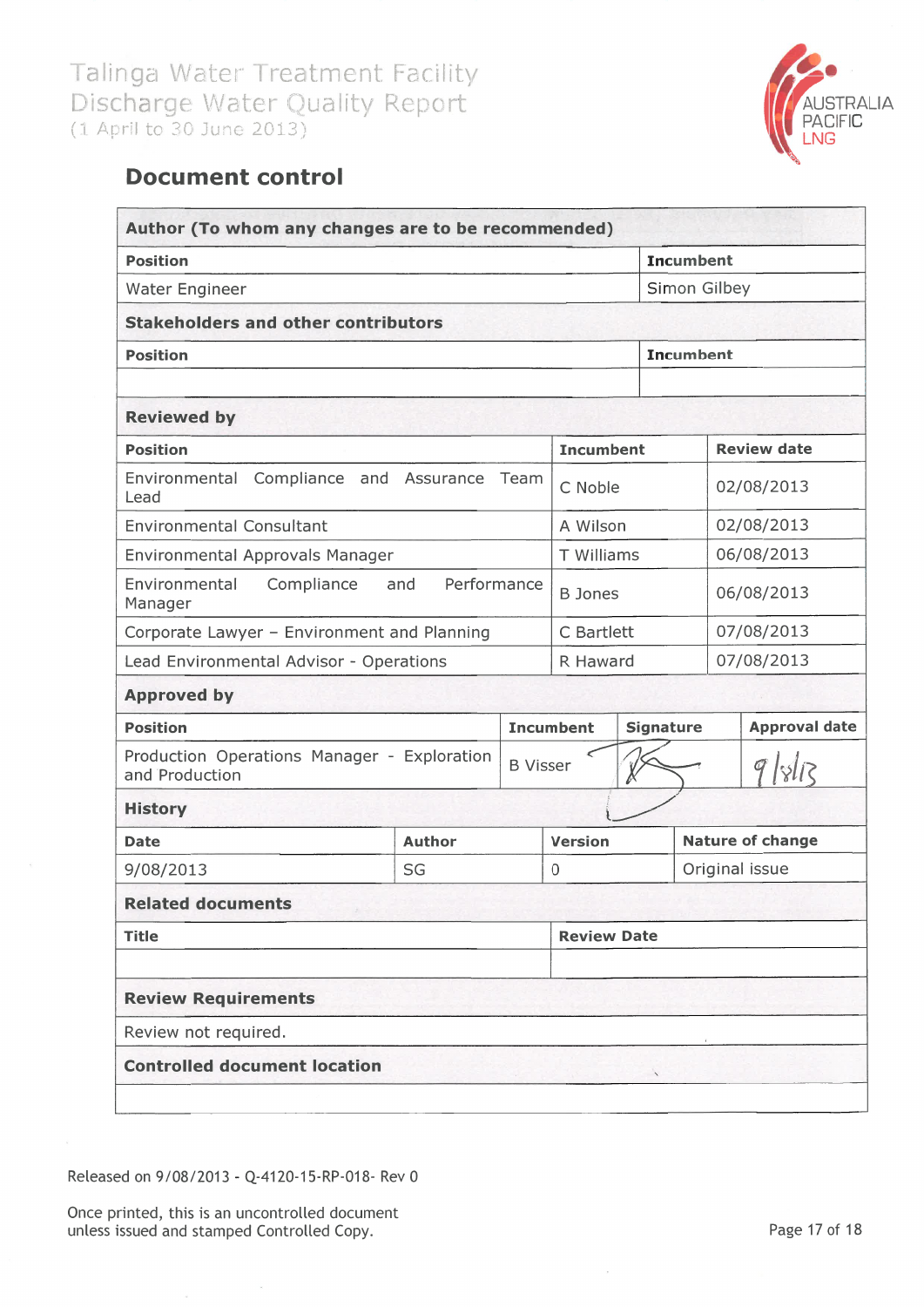## Document control

| Author (To whom any changes are to be recommended) | |
|---|---|
| **Position** | **Incumbent** |
| Water Engineer | Simon Gilbey |

| Stakeholders and other contributors | |
|---|---|
| **Position** | **Incumbent** |
| | |

| Reviewed by | | |
|---|---|---|
| **Position** | **Incumbent** | **Review date** |
| Environmental Compliance and Assurance Team Lead | C Noble | 02/08/2013 |
| Environmental Consultant | A Wilson | 02/08/2013 |
| Environmental Approvals Manager | T Williams | 06/08/2013 |
| Environmental Compliance and Performance Manager | B Jones | 06/08/2013 |
| Corporate Lawyer – Environment and Planning | C Bartlett | 07/08/2013 |
| Lead Environmental Advisor - Operations | R Haward | 07/08/2013 |

| Approved by | | | |
|---|---|---|---|
| **Position** | **Incumbent** | **Signature** | **Approval date** |
| Production Operations Manager - Exploration and Production | B Visser | [signature] | 9/8/13 |

| History | | | |
|---|---|---|---|
| **Date** | **Author** | **Version** | **Nature of change** |
| 9/08/2013 | SG | 0 | Original issue |

| Related documents | |
|---|---|
| **Title** | **Review Date** |
| | |

| Review Requirements |
|---|
| Review not required. |

| Controlled document location |
|---|
| |

Released on 9/08/2013 - Q-4120-15-RP-018- Rev 0

Once printed, this is an uncontrolled document unless issued and stamped Controlled Copy.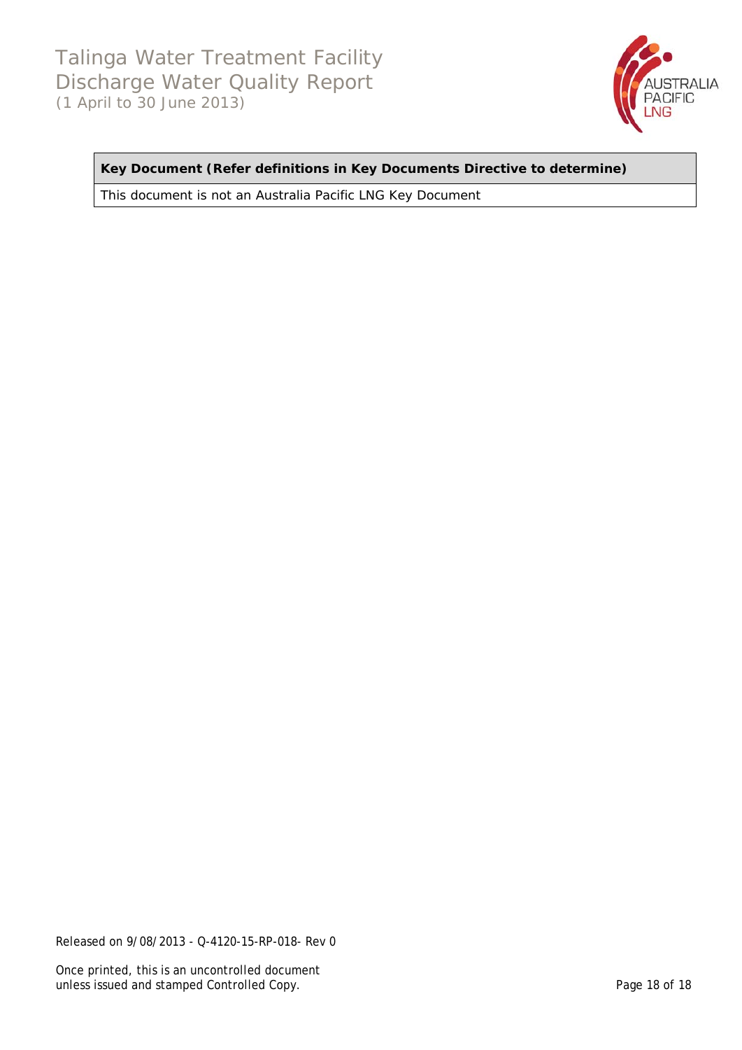| Key Document (Refer definitions in Key Documents Directive to determine) |
| --- |
| This document is not an Australia Pacific LNG Key Document |